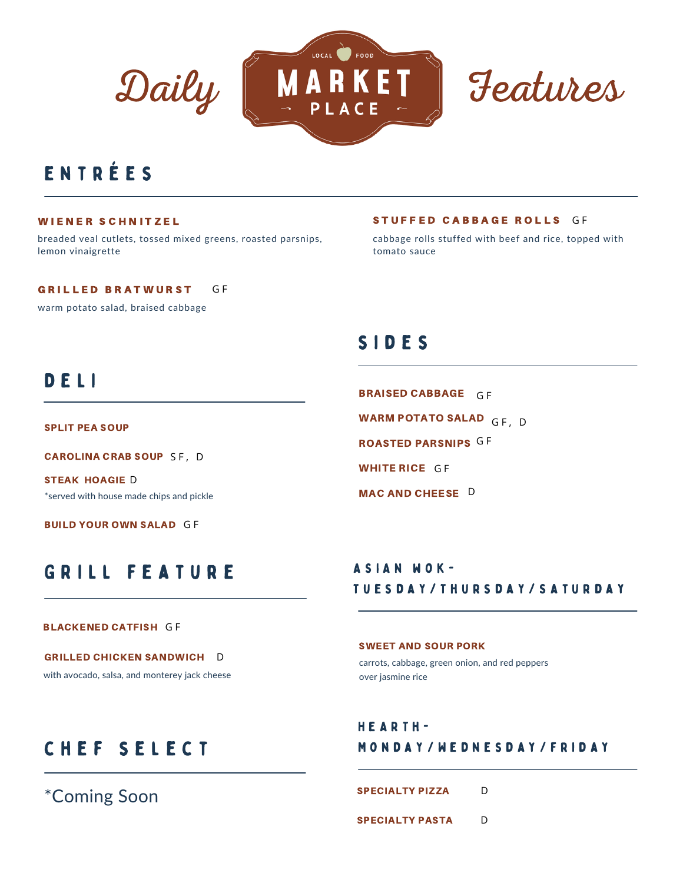# Daily Market Place Features

LOCAL FOOD

MARKET PLACE

## ENTRÉES

**WIENER SCHNITZEL**

breaded veal cutlets, tossed mixed greens, roasted parsnips, lemon vinaigrette

**STUFFED CABBAGE ROLLS** GF

cabbage rolls stuffed with beef and rice, topped with tomato sauce

**GRILLED BRATWURST** GF

warm potato salad, braised cabbage

## SIDES

**BRAISED CABBAGE** GF

**WARM POTATO SALAD** GF, D

**ROASTED PARSNIPS** GF

**WHITE RICE** GF

**MAC AND CHEESE** D

## DELI

**SPLIT PEA SOUP**

**CAROLINA CRAB SOUP** SF, D

**STEAK HOAGIE** D

*served with house made chips and pickle

**BUILD YOUR OWN SALAD** GF

## GRILL FEATURE

**BLACKENED CATFISH** GF

**GRILLED CHICKEN SANDWICH** D

with avocado, salsa, and monterey jack cheese

## ASIAN WOK- TUESDAY/THURSDAY/SATURDAY

**SWEET AND SOUR PORK**

carrots, cabbage, green onion, and red peppers over jasmine rice

## CHEF SELECT

*Coming Soon

## HEARTH- MONDAY/WEDNESDAY/FRIDAY

**SPECIALTY PIZZA** D

**SPECIALTY PASTA** D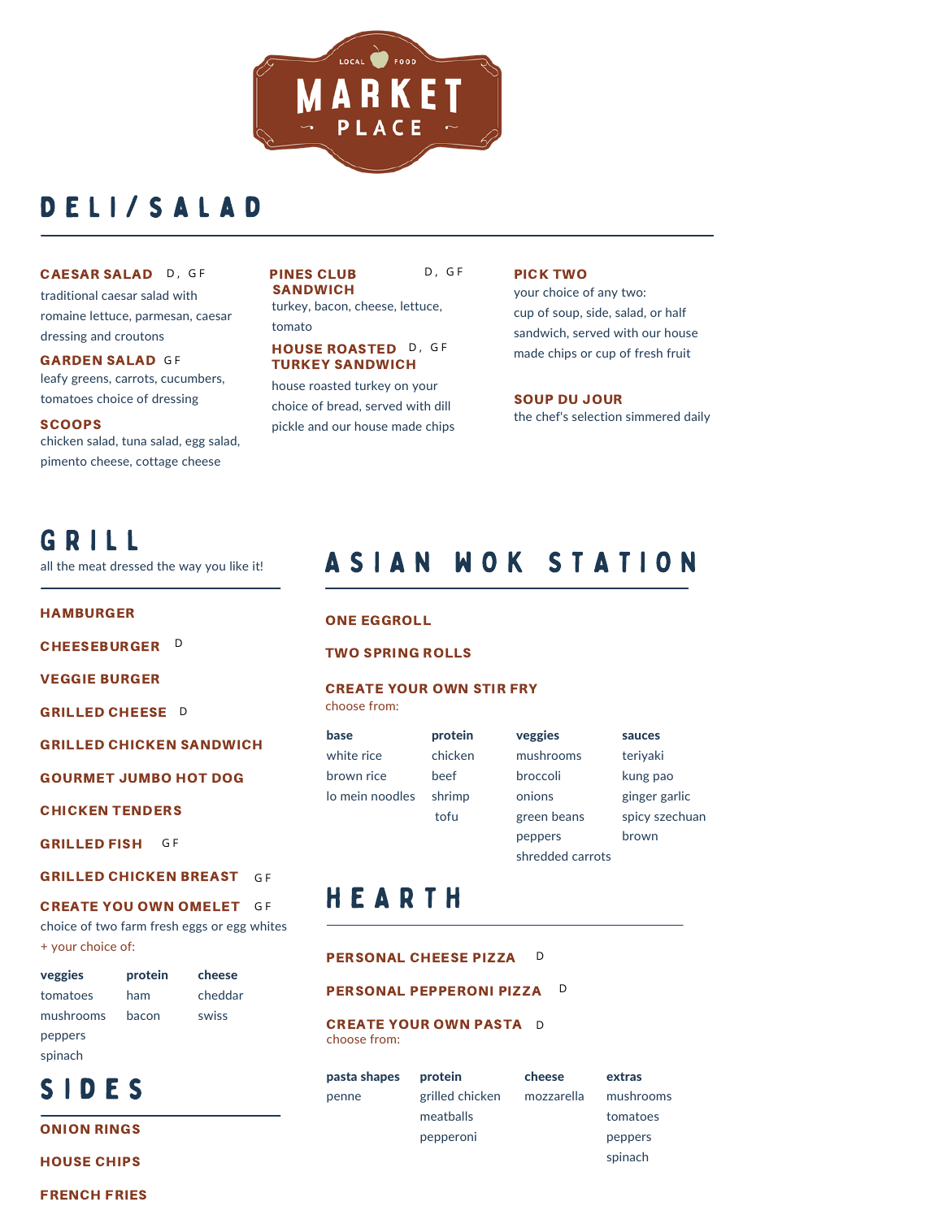# LOCAL FOOD MARKET PLACE

## DELI/SALAD

**CAESAR SALAD** D, GF
traditional caesar salad with romaine lettuce, parmesan, caesar dressing and croutons

**GARDEN SALAD** GF
leafy greens, carrots, cucumbers, tomatoes choice of dressing

**SCOOPS**
chicken salad, tuna salad, egg salad, pimento cheese, cottage cheese

**PINES CLUB SANDWICH** D, GF
turkey, bacon, cheese, lettuce, tomato

**HOUSE ROASTED TURKEY SANDWICH** D, GF
house roasted turkey on your choice of bread, served with dill pickle and our house made chips

**PICK TWO**
your choice of any two:
cup of soup, side, salad, or half sandwich, served with our house made chips or cup of fresh fruit

**SOUP DU JOUR**
the chef's selection simmered daily

## GRILL

all the meat dressed the way you like it!

**HAMBURGER**

**CHEESEBURGER** D

**VEGGIE BURGER**

**GRILLED CHEESE** D

**GRILLED CHICKEN SANDWICH**

**GOURMET JUMBO HOT DOG**

**CHICKEN TENDERS**

**GRILLED FISH** GF

**GRILLED CHICKEN BREAST** GF

**CREATE YOU OWN OMELET** GF
choice of two farm fresh eggs or egg whites
+ your choice of:

| veggies | protein | cheese |
|---|---|---|
| tomatoes | ham | cheddar |
| mushrooms | bacon | swiss |
| peppers | | |
| spinach | | |

## SIDES

**ONION RINGS**

**HOUSE CHIPS**

**FRENCH FRIES**

## ASIAN WOK STATION

**ONE EGGROLL**

**TWO SPRING ROLLS**

**CREATE YOUR OWN STIR FRY**
choose from:

| base | protein | veggies | sauces |
|---|---|---|---|
| white rice | chicken | mushrooms | teriyaki |
| brown rice | beef | broccoli | kung pao |
| lo mein noodles | shrimp | onions | ginger garlic |
| | tofu | green beans | spicy szechuan |
| | | peppers | brown |
| | | shredded carrots | |

## HEARTH

**PERSONAL CHEESE PIZZA** D

**PERSONAL PEPPERONI PIZZA** D

**CREATE YOUR OWN PASTA** D
choose from:

| pasta shapes | protein | cheese | extras |
|---|---|---|---|
| penne | grilled chicken | mozzarella | mushrooms |
| | meatballs | | tomatoes |
| | pepperoni | | peppers |
| | | | spinach |